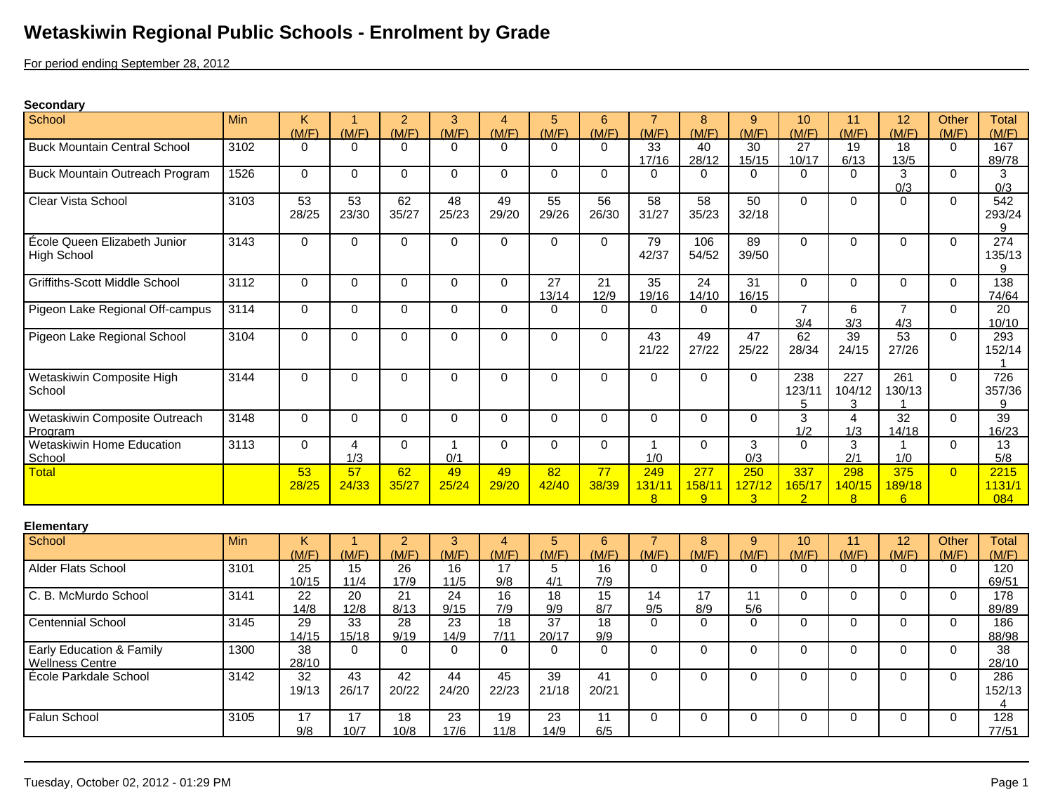# Wetaskiwin Regional Public Schools - Enrolment by Grade

For period ending September 28, 2012

**Secondary**

| School | Min | K (M/F) | 1 (M/F) | 2 (M/F) | 3 (M/F) | 4 (M/F) | 5 (M/F) | 6 (M/F) | 7 (M/F) | 8 (M/F) | 9 (M/F) | 10 (M/F) | 11 (M/F) | 12 (M/F) | Other (M/F) | Total (M/F) |
|---|---|---|---|---|---|---|---|---|---|---|---|---|---|---|---|---|
| Buck Mountain Central School | 3102 | 0 | 0 | 0 | 0 | 0 | 0 | 0 | 33 17/16 | 40 28/12 | 30 15/15 | 27 10/17 | 19 6/13 | 18 13/5 | 0 | 167 89/78 |
| Buck Mountain Outreach Program | 1526 | 0 | 0 | 0 | 0 | 0 | 0 | 0 | 0 | 0 | 0 | 0 | 0 | 3 0/3 | 0 | 3 0/3 |
| Clear Vista School | 3103 | 53 28/25 | 53 23/30 | 62 35/27 | 48 25/23 | 49 29/20 | 55 29/26 | 56 26/30 | 58 31/27 | 58 35/23 | 50 32/18 | 0 | 0 | 0 | 0 | 542 293/249 |
| École Queen Elizabeth Junior High School | 3143 | 0 | 0 | 0 | 0 | 0 | 0 | 0 | 79 42/37 | 106 54/52 | 89 39/50 | 0 | 0 | 0 | 0 | 274 135/139 |
| Griffiths-Scott Middle School | 3112 | 0 | 0 | 0 | 0 | 0 | 27 13/14 | 21 12/9 | 35 19/16 | 24 14/10 | 31 16/15 | 0 | 0 | 0 | 0 | 138 74/64 |
| Pigeon Lake Regional Off-campus | 3114 | 0 | 0 | 0 | 0 | 0 | 0 | 0 | 0 | 0 | 0 | 7 3/4 | 6 3/3 | 7 4/3 | 0 | 20 10/10 |
| Pigeon Lake Regional School | 3104 | 0 | 0 | 0 | 0 | 0 | 0 | 0 | 43 21/22 | 49 27/22 | 47 25/22 | 62 28/34 | 39 24/15 | 53 27/26 | 0 | 293 152/141 |
| Wetaskiwin Composite High School | 3144 | 0 | 0 | 0 | 0 | 0 | 0 | 0 | 0 | 0 | 0 | 238 123/115 | 227 104/123 | 261 130/131 | 0 | 726 357/369 |
| Wetaskiwin Composite Outreach Program | 3148 | 0 | 0 | 0 | 0 | 0 | 0 | 0 | 0 | 0 | 0 | 3 1/2 | 4 1/3 | 32 14/18 | 0 | 39 16/23 |
| Wetaskiwin Home Education School | 3113 | 0 | 4 1/3 | 0 | 1 0/1 | 0 | 0 | 0 | 1 1/0 | 0 | 3 0/3 | 0 | 3 2/1 | 1 1/0 | 0 | 13 5/8 |
| Total | | 53 28/25 | 57 24/33 | 62 35/27 | 49 25/24 | 49 29/20 | 82 42/40 | 77 38/39 | 249 131/118 | 277 158/119 | 250 127/123 | 337 165/172 | 298 140/158 | 375 189/186 | 0 | 2215 1131/1084 |

**Elementary**

| School | Min | K (M/F) | 1 (M/F) | 2 (M/F) | 3 (M/F) | 4 (M/F) | 5 (M/F) | 6 (M/F) | 7 (M/F) | 8 (M/F) | 9 (M/F) | 10 (M/F) | 11 (M/F) | 12 (M/F) | Other (M/F) | Total (M/F) |
|---|---|---|---|---|---|---|---|---|---|---|---|---|---|---|---|---|
| Alder Flats School | 3101 | 25 10/15 | 15 11/4 | 26 17/9 | 16 11/5 | 17 9/8 | 5 4/1 | 16 7/9 | 0 | 0 | 0 | 0 | 0 | 0 | 0 | 120 69/51 |
| C. B. McMurdo School | 3141 | 22 14/8 | 20 12/8 | 21 8/13 | 24 9/15 | 16 7/9 | 18 9/9 | 15 8/7 | 14 9/5 | 17 8/9 | 11 5/6 | 0 | 0 | 0 | 0 | 178 89/89 |
| Centennial School | 3145 | 29 14/15 | 33 15/18 | 28 9/19 | 23 14/9 | 18 7/11 | 37 20/17 | 18 9/9 | 0 | 0 | 0 | 0 | 0 | 0 | 0 | 186 88/98 |
| Early Education & Family Wellness Centre | 1300 | 38 28/10 | 0 | 0 | 0 | 0 | 0 | 0 | 0 | 0 | 0 | 0 | 0 | 0 | 0 | 38 28/10 |
| École Parkdale School | 3142 | 32 19/13 | 43 26/17 | 42 20/22 | 44 24/20 | 45 22/23 | 39 21/18 | 41 20/21 | 0 | 0 | 0 | 0 | 0 | 0 | 0 | 286 152/134 |
| Falun School | 3105 | 17 9/8 | 17 10/7 | 18 10/8 | 23 17/6 | 19 11/8 | 23 14/9 | 11 6/5 | 0 | 0 | 0 | 0 | 0 | 0 | 0 | 128 77/51 |

Tuesday, October 02, 2012 - 01:29 PM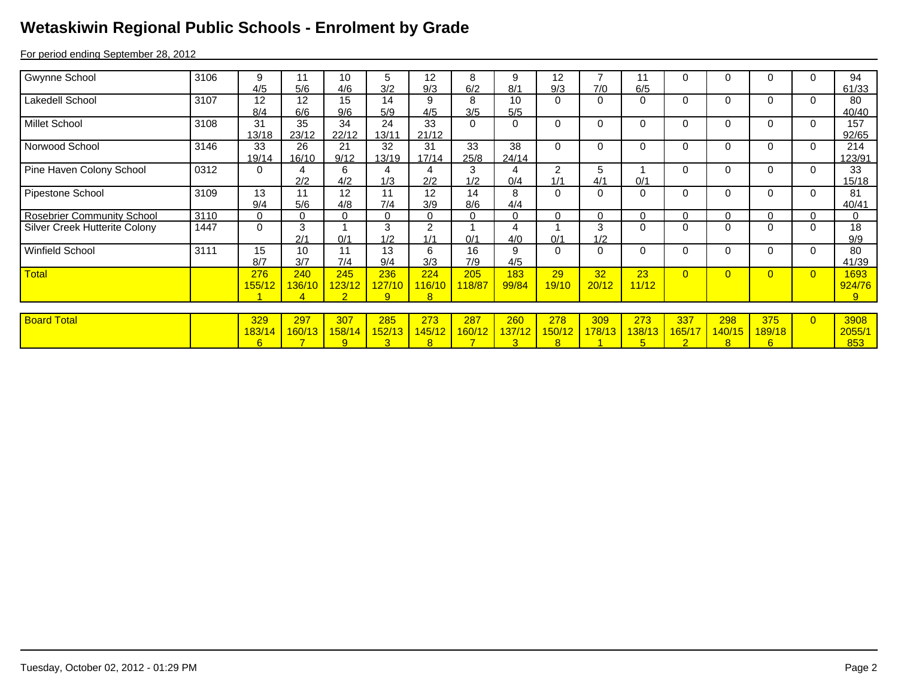# Wetaskiwin Regional Public Schools - Enrolment by Grade

For period ending September 28, 2012

| | | | | | | | | | | | | | | | | |
|---|---|---|---|---|---|---|---|---|---|---|---|---|---|---|---|---|
| Gwynne School | 3106 | 9<br>4/5 | 11<br>5/6 | 10<br>4/6 | 5<br>3/2 | 12<br>9/3 | 8<br>6/2 | 9<br>8/1 | 12<br>9/3 | 7<br>7/0 | 11<br>6/5 | 0 | 0 | 0 | 0 | 94<br>61/33 |
| Lakedell School | 3107 | 12<br>8/4 | 12<br>6/6 | 15<br>9/6 | 14<br>5/9 | 9<br>4/5 | 8<br>3/5 | 10<br>5/5 | 0 | 0 | 0 | 0 | 0 | 0 | 0 | 80<br>40/40 |
| Millet School | 3108 | 31<br>13/18 | 35<br>23/12 | 34<br>22/12 | 24<br>13/11 | 33<br>21/12 | 0 | 0 | 0 | 0 | 0 | 0 | 0 | 0 | 0 | 157<br>92/65 |
| Norwood School | 3146 | 33<br>19/14 | 26<br>16/10 | 21<br>9/12 | 32<br>13/19 | 31<br>17/14 | 33<br>25/8 | 38<br>24/14 | 0 | 0 | 0 | 0 | 0 | 0 | 0 | 214<br>123/91 |
| Pine Haven Colony School | 0312 | 0 | 4<br>2/2 | 6<br>4/2 | 4<br>1/3 | 4<br>2/2 | 3<br>1/2 | 4<br>0/4 | 2<br>1/1 | 5<br>4/1 | 1<br>0/1 | 0 | 0 | 0 | 0 | 33<br>15/18 |
| Pipestone School | 3109 | 13<br>9/4 | 11<br>5/6 | 12<br>4/8 | 11<br>7/4 | 12<br>3/9 | 14<br>8/6 | 8<br>4/4 | 0 | 0 | 0 | 0 | 0 | 0 | 0 | 81<br>40/41 |
| Rosebrier Community School | 3110 | 0 | 0 | 0 | 0 | 0 | 0 | 0 | 0 | 0 | 0 | 0 | 0 | 0 | 0 | 0 |
| Silver Creek Hutterite Colony | 1447 | 0 | 3<br>2/1 | 1<br>0/1 | 3<br>1/2 | 2<br>1/1 | 1<br>0/1 | 4<br>4/0 | 1<br>0/1 | 3<br>1/2 | 0 | 0 | 0 | 0 | 0 | 18<br>9/9 |
| Winfield School | 3111 | 15<br>8/7 | 10<br>3/7 | 11<br>7/4 | 13<br>9/4 | 6<br>3/3 | 16<br>7/9 | 9<br>4/5 | 0 | 0 | 0 | 0 | 0 | 0 | 0 | 80<br>41/39 |
| Total | | 276<br>155/121 | 240<br>136/104 | 245<br>123/122 | 236<br>127/109 | 224<br>116/108 | 205<br>118/87 | 183<br>99/84 | 29<br>19/10 | 32<br>20/12 | 23<br>11/12 | 0 | 0 | 0 | 0 | 1693<br>924/769 |
| Board Total | | 329<br>183/146 | 297<br>160/137 | 307<br>158/149 | 285<br>152/133 | 273<br>145/128 | 287<br>160/127 | 260<br>137/123 | 278<br>150/128 | 309<br>178/131 | 273<br>138/135 | 337<br>165/172 | 298<br>140/158 | 375<br>189/186 | 0 | 3908<br>2055/1853 |